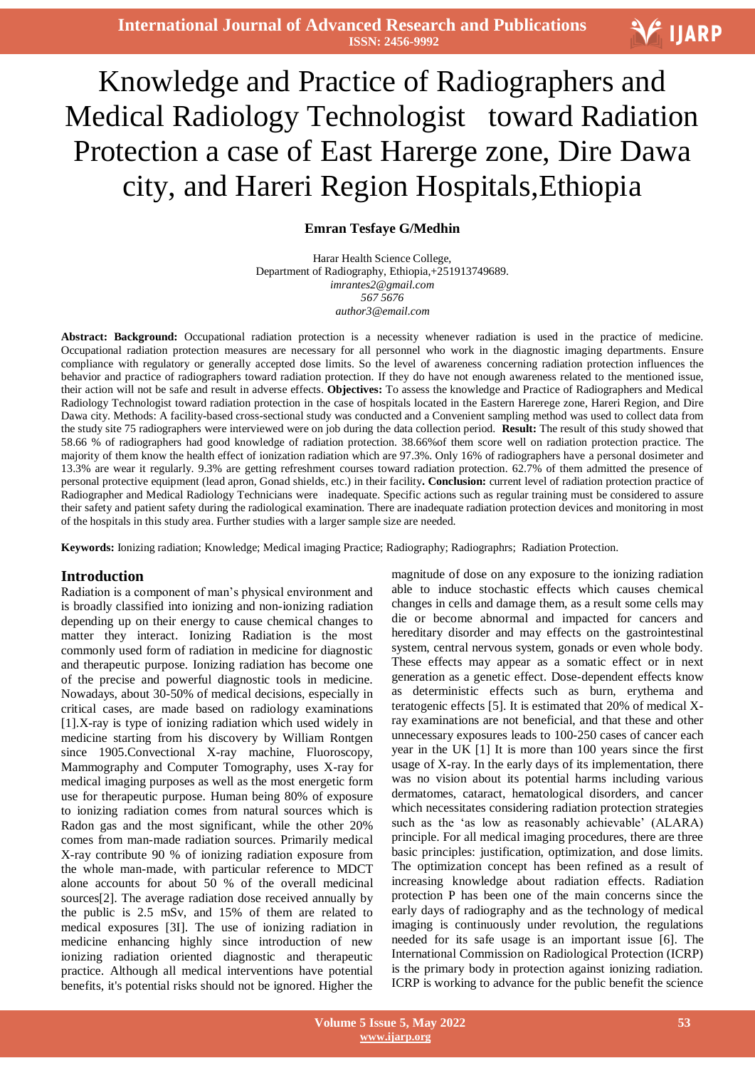# Knowledge and Practice of Radiographers and Medical Radiology Technologist toward Radiation Protection a case of East Harerge zone, Dire Dawa city, and Hareri Region Hospitals,Ethiopia

**Emran Tesfaye G/Medhin**

Harar Health Science College,
Department of Radiography, Ethiopia,+251913749689.
*imrantes2@gmail.com*
*567 5676*
*author3@email.com*

**Abstract: Background:** Occupational radiation protection is a necessity whenever radiation is used in the practice of medicine. Occupational radiation protection measures are necessary for all personnel who work in the diagnostic imaging departments. Ensure compliance with regulatory or generally accepted dose limits. So the level of awareness concerning radiation protection influences the behavior and practice of radiographers toward radiation protection. If they do have not enough awareness related to the mentioned issue, their action will not be safe and result in adverse effects. **Objectives:** To assess the knowledge and Practice of Radiographers and Medical Radiology Technologist toward radiation protection in the case of hospitals located in the Eastern Harerege zone, Hareri Region, and Dire Dawa city. Methods: A facility-based cross-sectional study was conducted and a Convenient sampling method was used to collect data from the study site 75 radiographers were interviewed were on job during the data collection period. **Result:** The result of this study showed that 58.66 % of radiographers had good knowledge of radiation protection. 38.66%of them score well on radiation protection practice. The majority of them know the health effect of ionization radiation which are 97.3%. Only 16% of radiographers have a personal dosimeter and 13.3% are wear it regularly. 9.3% are getting refreshment courses toward radiation protection. 62.7% of them admitted the presence of personal protective equipment (lead apron, Gonad shields, etc.) in their facility**. Conclusion:** current level of radiation protection practice of Radiographer and Medical Radiology Technicians were inadequate. Specific actions such as regular training must be considered to assure their safety and patient safety during the radiological examination. There are inadequate radiation protection devices and monitoring in most of the hospitals in this study area. Further studies with a larger sample size are needed.

**Keywords:** Ionizing radiation; Knowledge; Medical imaging Practice; Radiography; Radiographrs; Radiation Protection.

## Introduction

Radiation is a component of man's physical environment and is broadly classified into ionizing and non-ionizing radiation depending up on their energy to cause chemical changes to matter they interact. Ionizing Radiation is the most commonly used form of radiation in medicine for diagnostic and therapeutic purpose. Ionizing radiation has become one of the precise and powerful diagnostic tools in medicine. Nowadays, about 30-50% of medical decisions, especially in critical cases, are made based on radiology examinations [1].X-ray is type of ionizing radiation which used widely in medicine starting from his discovery by William Rontgen since 1905.Convectional X-ray machine, Fluoroscopy, Mammography and Computer Tomography, uses X-ray for medical imaging purposes as well as the most energetic form use for therapeutic purpose. Human being 80% of exposure to ionizing radiation comes from natural sources which is Radon gas and the most significant, while the other 20% comes from man-made radiation sources. Primarily medical X-ray contribute 90 % of ionizing radiation exposure from the whole man-made, with particular reference to MDCT alone accounts for about 50 % of the overall medicinal sources[2]. The average radiation dose received annually by the public is 2.5 mSv, and 15% of them are related to medical exposures [3I]. The use of ionizing radiation in medicine enhancing highly since introduction of new ionizing radiation oriented diagnostic and therapeutic practice. Although all medical interventions have potential benefits, it's potential risks should not be ignored. Higher the magnitude of dose on any exposure to the ionizing radiation able to induce stochastic effects which causes chemical changes in cells and damage them, as a result some cells may die or become abnormal and impacted for cancers and hereditary disorder and may effects on the gastrointestinal system, central nervous system, gonads or even whole body. These effects may appear as a somatic effect or in next generation as a genetic effect. Dose-dependent effects know as deterministic effects such as burn, erythema and teratogenic effects [5]. It is estimated that 20% of medical X-ray examinations are not beneficial, and that these and other unnecessary exposures leads to 100-250 cases of cancer each year in the UK [1] It is more than 100 years since the first usage of X-ray. In the early days of its implementation, there was no vision about its potential harms including various dermatomes, cataract, hematological disorders, and cancer which necessitates considering radiation protection strategies such as the 'as low as reasonably achievable' (ALARA) principle. For all medical imaging procedures, there are three basic principles: justification, optimization, and dose limits. The optimization concept has been refined as a result of increasing knowledge about radiation effects. Radiation protection P has been one of the main concerns since the early days of radiography and as the technology of medical imaging is continuously under revolution, the regulations needed for its safe usage is an important issue [6]. The International Commission on Radiological Protection (ICRP) is the primary body in protection against ionizing radiation. ICRP is working to advance for the public benefit the science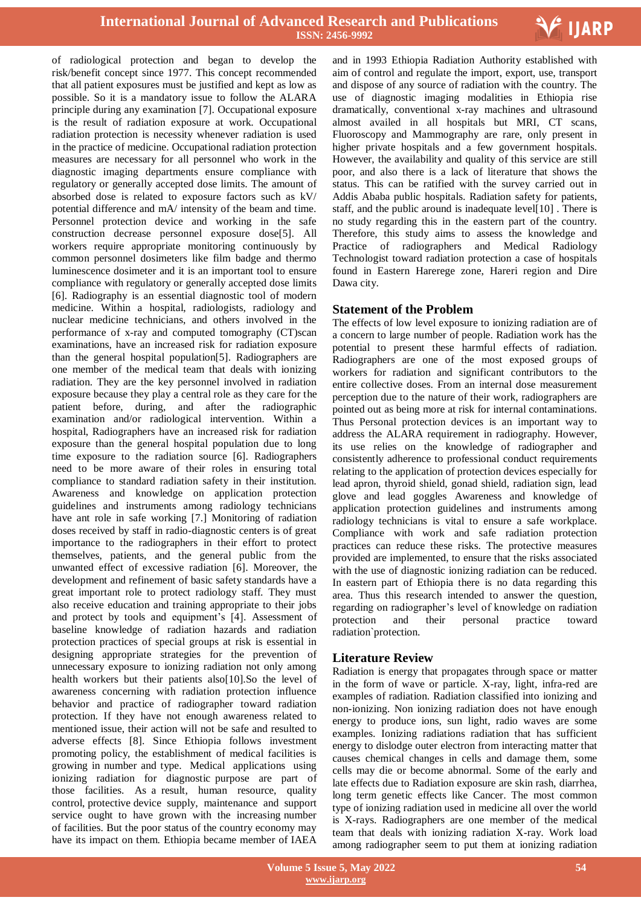of radiological protection and began to develop the risk/benefit concept since 1977. This concept recommended that all patient exposures must be justified and kept as low as possible. So it is a mandatory issue to follow the ALARA principle during any examination [7]. Occupational exposure is the result of radiation exposure at work. Occupational radiation protection is necessity whenever radiation is used in the practice of medicine. Occupational radiation protection measures are necessary for all personnel who work in the diagnostic imaging departments ensure compliance with regulatory or generally accepted dose limits. The amount of absorbed dose is related to exposure factors such as kV/ potential difference and mA/ intensity of the beam and time. Personnel protection device and working in the safe construction decrease personnel exposure dose[5]. All workers require appropriate monitoring continuously by common personnel dosimeters like film badge and thermo luminescence dosimeter and it is an important tool to ensure compliance with regulatory or generally accepted dose limits [6]. Radiography is an essential diagnostic tool of modern medicine. Within a hospital, radiologists, radiology and nuclear medicine technicians, and others involved in the performance of x-ray and computed tomography (CT)scan examinations, have an increased risk for radiation exposure than the general hospital population[5]. Radiographers are one member of the medical team that deals with ionizing radiation. They are the key personnel involved in radiation exposure because they play a central role as they care for the patient before, during, and after the radiographic examination and/or radiological intervention. Within a hospital, Radiographers have an increased risk for radiation exposure than the general hospital population due to long time exposure to the radiation source [6]. Radiographers need to be more aware of their roles in ensuring total compliance to standard radiation safety in their institution. Awareness and knowledge on application protection guidelines and instruments among radiology technicians have ant role in safe working [7.] Monitoring of radiation doses received by staff in radio-diagnostic centers is of great importance to the radiographers in their effort to protect themselves, patients, and the general public from the unwanted effect of excessive radiation [6]. Moreover, the development and refinement of basic safety standards have a great important role to protect radiology staff. They must also receive education and training appropriate to their jobs and protect by tools and equipment's [4]. Assessment of baseline knowledge of radiation hazards and radiation protection practices of special groups at risk is essential in designing appropriate strategies for the prevention of unnecessary exposure to ionizing radiation not only among health workers but their patients also[10].So the level of awareness concerning with radiation protection influence behavior and practice of radiographer toward radiation protection. If they have not enough awareness related to mentioned issue, their action will not be safe and resulted to adverse effects [8]. Since Ethiopia follows investment promoting policy, the establishment of medical facilities is growing in number and type. Medical applications using ionizing radiation for diagnostic purpose are part of those facilities. As a result, human resource, quality control, protective device supply, maintenance and support service ought to have grown with the increasing number of facilities. But the poor status of the country economy may have its impact on them. Ethiopia became member of IAEA and in 1993 Ethiopia Radiation Authority established with aim of control and regulate the import, export, use, transport and dispose of any source of radiation with the country. The use of diagnostic imaging modalities in Ethiopia rise dramatically, conventional x-ray machines and ultrasound almost availed in all hospitals but MRI, CT scans, Fluoroscopy and Mammography are rare, only present in higher private hospitals and a few government hospitals. However, the availability and quality of this service are still poor, and also there is a lack of literature that shows the status. This can be ratified with the survey carried out in Addis Ababa public hospitals. Radiation safety for patients, staff, and the public around is inadequate level[10] . There is no study regarding this in the eastern part of the country. Therefore, this study aims to assess the knowledge and Practice of radiographers and Medical Radiology Technologist toward radiation protection a case of hospitals found in Eastern Hareregе zone, Hareri region and Dire Dawa city.

## Statement of the Problem

The effects of low level exposure to ionizing radiation are of a concern to large number of people. Radiation work has the potential to present these harmful effects of radiation. Radiographers are one of the most exposed groups of workers for radiation and significant contributors to the entire collective doses. From an internal dose measurement perception due to the nature of their work, radiographers are pointed out as being more at risk for internal contaminations. Thus Personal protection devices is an important way to address the ALARA requirement in radiography. However, its use relies on the knowledge of radiographer and consistently adherence to professional conduct requirements relating to the application of protection devices especially for lead apron, thyroid shield, gonad shield, radiation sign, lead glove and lead goggles Awareness and knowledge of application protection guidelines and instruments among radiology technicians is vital to ensure a safe workplace. Compliance with work and safe radiation protection practices can reduce these risks. The protective measures provided are implemented, to ensure that the risks associated with the use of diagnostic ionizing radiation can be reduced. In eastern part of Ethiopia there is no data regarding this area. Thus this research intended to answer the question, regarding on radiographer's level of knowledge on radiation protection and their personal practice toward radiation`protection.

## Literature Review

Radiation is energy that propagates through space or matter in the form of wave or particle. X-ray, light, infra-red are examples of radiation. Radiation classified into ionizing and non-ionizing. Non ionizing radiation does not have enough energy to produce ions, sun light, radio waves are some examples. Ionizing radiations radiation that has sufficient energy to dislodge outer electron from interacting matter that causes chemical changes in cells and damage them, some cells may die or become abnormal. Some of the early and late effects due to Radiation exposure are skin rash, diarrhea, long term genetic effects like Cancer. The most common type of ionizing radiation used in medicine all over the world is X-rays. Radiographers are one member of the medical team that deals with ionizing radiation X-ray. Work load among radiographer seem to put them at ionizing radiation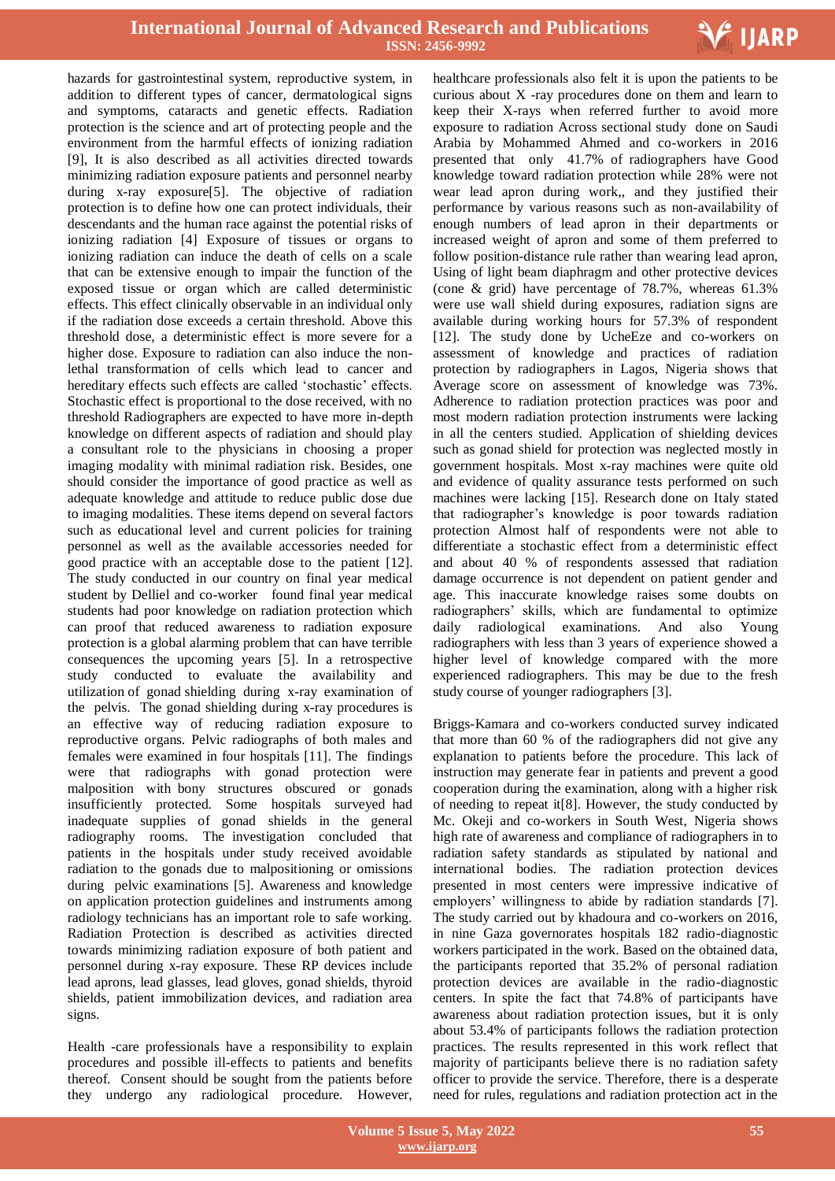hazards for gastrointestinal system, reproductive system, in addition to different types of cancer, dermatological signs and symptoms, cataracts and genetic effects. Radiation protection is the science and art of protecting people and the environment from the harmful effects of ionizing radiation [9], It is also described as all activities directed towards minimizing radiation exposure patients and personnel nearby during x-ray exposure[5]. The objective of radiation protection is to define how one can protect individuals, their descendants and the human race against the potential risks of ionizing radiation [4] Exposure of tissues or organs to ionizing radiation can induce the death of cells on a scale that can be extensive enough to impair the function of the exposed tissue or organ which are called deterministic effects. This effect clinically observable in an individual only if the radiation dose exceeds a certain threshold. Above this threshold dose, a deterministic effect is more severe for a higher dose. Exposure to radiation can also induce the non-lethal transformation of cells which lead to cancer and hereditary effects such effects are called 'stochastic' effects. Stochastic effect is proportional to the dose received, with no threshold Radiographers are expected to have more in-depth knowledge on different aspects of radiation and should play a consultant role to the physicians in choosing a proper imaging modality with minimal radiation risk. Besides, one should consider the importance of good practice as well as adequate knowledge and attitude to reduce public dose due to imaging modalities. These items depend on several factors such as educational level and current policies for training personnel as well as the available accessories needed for good practice with an acceptable dose to the patient [12]. The study conducted in our country on final year medical student by Delliel and co-worker found final year medical students had poor knowledge on radiation protection which can proof that reduced awareness to radiation exposure protection is a global alarming problem that can have terrible consequences the upcoming years [5]. In a retrospective study conducted to evaluate the availability and utilization of gonad shielding during x-ray examination of the pelvis. The gonad shielding during x-ray procedures is an effective way of reducing radiation exposure to reproductive organs. Pelvic radiographs of both males and females were examined in four hospitals [11]. The findings were that radiographs with gonad protection were malposition with bony structures obscured or gonads insufficiently protected. Some hospitals surveyed had inadequate supplies of gonad shields in the general radiography rooms. The investigation concluded that patients in the hospitals under study received avoidable radiation to the gonads due to malpositioning or omissions during pelvic examinations [5]. Awareness and knowledge on application protection guidelines and instruments among radiology technicians has an important role to safe working. Radiation Protection is described as activities directed towards minimizing radiation exposure of both patient and personnel during x-ray exposure. These RP devices include lead aprons, lead glasses, lead gloves, gonad shields, thyroid shields, patient immobilization devices, and radiation area signs.

Health -care professionals have a responsibility to explain procedures and possible ill-effects to patients and benefits thereof. Consent should be sought from the patients before they undergo any radiological procedure. However, healthcare professionals also felt it is upon the patients to be curious about X -ray procedures done on them and learn to keep their X-rays when referred further to avoid more exposure to radiation Across sectional study done on Saudi Arabia by Mohammed Ahmed and co-workers in 2016 presented that only 41.7% of radiographers have Good knowledge toward radiation protection while 28% were not wear lead apron during work,, and they justified their performance by various reasons such as non-availability of enough numbers of lead apron in their departments or increased weight of apron and some of them preferred to follow position-distance rule rather than wearing lead apron, Using of light beam diaphragm and other protective devices (cone & grid) have percentage of 78.7%, whereas 61.3% were use wall shield during exposures, radiation signs are available during working hours for 57.3% of respondent [12]. The study done by UcheEze and co-workers on assessment of knowledge and practices of radiation protection by radiographers in Lagos, Nigeria shows that Average score on assessment of knowledge was 73%. Adherence to radiation protection practices was poor and most modern radiation protection instruments were lacking in all the centers studied. Application of shielding devices such as gonad shield for protection was neglected mostly in government hospitals. Most x-ray machines were quite old and evidence of quality assurance tests performed on such machines were lacking [15]. Research done on Italy stated that radiographer's knowledge is poor towards radiation protection Almost half of respondents were not able to differentiate a stochastic effect from a deterministic effect and about 40 % of respondents assessed that radiation damage occurrence is not dependent on patient gender and age. This inaccurate knowledge raises some doubts on radiographers' skills, which are fundamental to optimize daily radiological examinations. And also Young radiographers with less than 3 years of experience showed a higher level of knowledge compared with the more experienced radiographers. This may be due to the fresh study course of younger radiographers [3].

Briggs-Kamara and co-workers conducted survey indicated that more than 60 % of the radiographers did not give any explanation to patients before the procedure. This lack of instruction may generate fear in patients and prevent a good cooperation during the examination, along with a higher risk of needing to repeat it[8]. However, the study conducted by Mc. Okeji and co-workers in South West, Nigeria shows high rate of awareness and compliance of radiographers in to radiation safety standards as stipulated by national and international bodies. The radiation protection devices presented in most centers were impressive indicative of employers' willingness to abide by radiation standards [7]. The study carried out by khadoura and co-workers on 2016, in nine Gaza governorates hospitals 182 radio-diagnostic workers participated in the work. Based on the obtained data, the participants reported that 35.2% of personal radiation protection devices are available in the radio-diagnostic centers. In spite the fact that 74.8% of participants have awareness about radiation protection issues, but it is only about 53.4% of participants follows the radiation protection practices. The results represented in this work reflect that majority of participants believe there is no radiation safety officer to provide the service. Therefore, there is a desperate need for rules, regulations and radiation protection act in the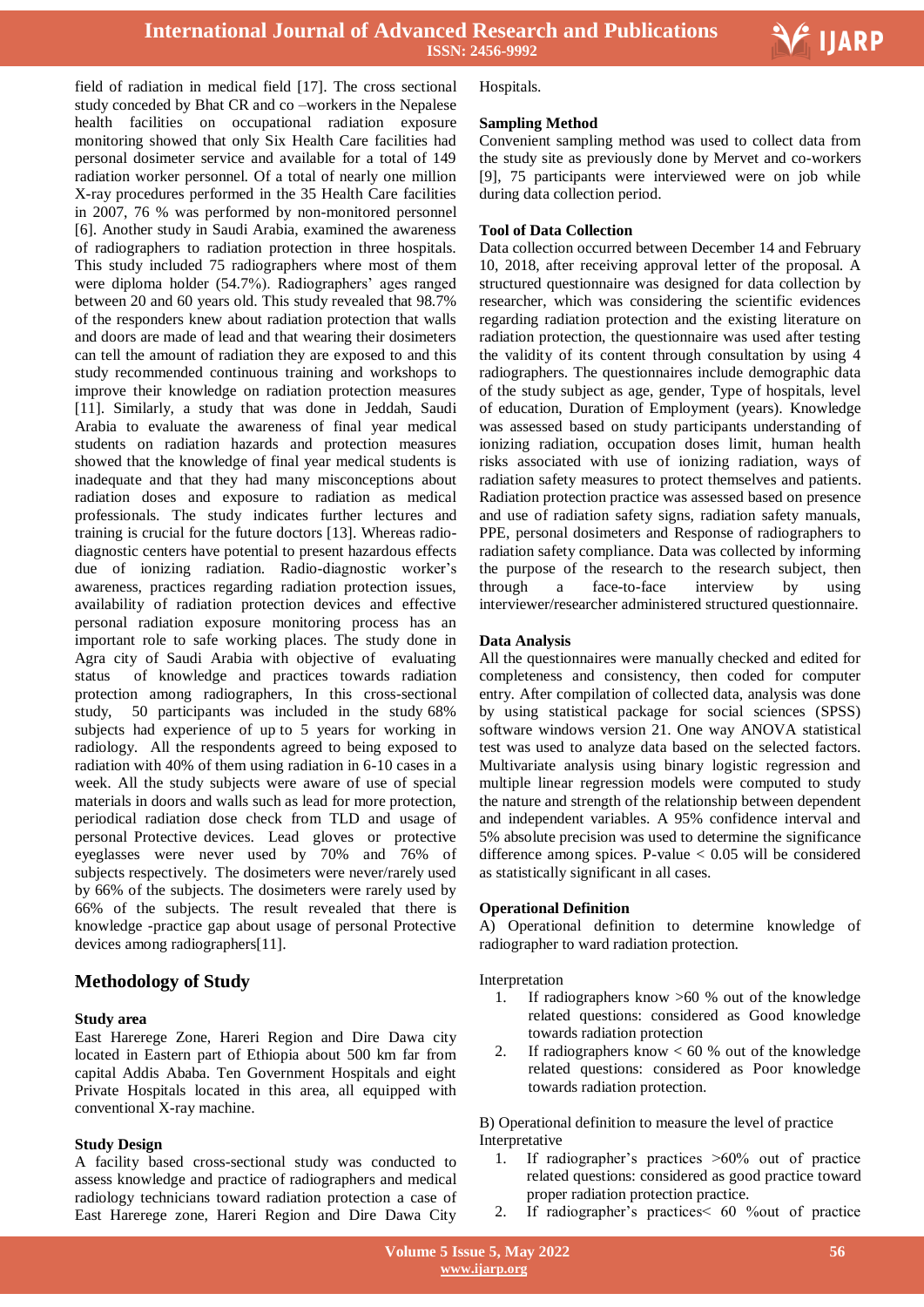field of radiation in medical field [17]. The cross sectional study conceded by Bhat CR and co –workers in the Nepalese health facilities on occupational radiation exposure monitoring showed that only Six Health Care facilities had personal dosimeter service and available for a total of 149 radiation worker personnel. Of a total of nearly one million X-ray procedures performed in the 35 Health Care facilities in 2007, 76 % was performed by non-monitored personnel [6]. Another study in Saudi Arabia, examined the awareness of radiographers to radiation protection in three hospitals. This study included 75 radiographers where most of them were diploma holder (54.7%). Radiographers' ages ranged between 20 and 60 years old. This study revealed that 98.7% of the responders knew about radiation protection that walls and doors are made of lead and that wearing their dosimeters can tell the amount of radiation they are exposed to and this study recommended continuous training and workshops to improve their knowledge on radiation protection measures [11]. Similarly, a study that was done in Jeddah, Saudi Arabia to evaluate the awareness of final year medical students on radiation hazards and protection measures showed that the knowledge of final year medical students is inadequate and that they had many misconceptions about radiation doses and exposure to radiation as medical professionals. The study indicates further lectures and training is crucial for the future doctors [13]. Whereas radio-diagnostic centers have potential to present hazardous effects due of ionizing radiation. Radio-diagnostic worker's awareness, practices regarding radiation protection issues, availability of radiation protection devices and effective personal radiation exposure monitoring process has an important role to safe working places. The study done in Agra city of Saudi Arabia with objective of evaluating status of knowledge and practices towards radiation protection among radiographers, In this cross-sectional study, 50 participants was included in the study 68% subjects had experience of up to 5 years for working in radiology. All the respondents agreed to being exposed to radiation with 40% of them using radiation in 6-10 cases in a week. All the study subjects were aware of use of special materials in doors and walls such as lead for more protection, periodical radiation dose check from TLD and usage of personal Protective devices. Lead gloves or protective eyeglasses were never used by 70% and 76% of subjects respectively. The dosimeters were never/rarely used by 66% of the subjects. The dosimeters were rarely used by 66% of the subjects. The result revealed that there is knowledge -practice gap about usage of personal Protective devices among radiographers[11].

## Methodology of Study

### Study area

East Harerege Zone, Hareri Region and Dire Dawa city located in Eastern part of Ethiopia about 500 km far from capital Addis Ababa. Ten Government Hospitals and eight Private Hospitals located in this area, all equipped with conventional X-ray machine.

### Study Design

A facility based cross-sectional study was conducted to assess knowledge and practice of radiographers and medical radiology technicians toward radiation protection a case of East Harerege zone, Hareri Region and Dire Dawa City Hospitals.

### Sampling Method

Convenient sampling method was used to collect data from the study site as previously done by Mervet and co-workers [9], 75 participants were interviewed were on job while during data collection period.

### Tool of Data Collection

Data collection occurred between December 14 and February 10, 2018, after receiving approval letter of the proposal. A structured questionnaire was designed for data collection by researcher, which was considering the scientific evidences regarding radiation protection and the existing literature on radiation protection, the questionnaire was used after testing the validity of its content through consultation by using 4 radiographers. The questionnaires include demographic data of the study subject as age, gender, Type of hospitals, level of education, Duration of Employment (years). Knowledge was assessed based on study participants understanding of ionizing radiation, occupation doses limit, human health risks associated with use of ionizing radiation, ways of radiation safety measures to protect themselves and patients. Radiation protection practice was assessed based on presence and use of radiation safety signs, radiation safety manuals, PPE, personal dosimeters and Response of radiographers to radiation safety compliance. Data was collected by informing the purpose of the research to the research subject, then through a face-to-face interview by using interviewer/researcher administered structured questionnaire.

### Data Analysis

All the questionnaires were manually checked and edited for completeness and consistency, then coded for computer entry. After compilation of collected data, analysis was done by using statistical package for social sciences (SPSS) software windows version 21. One way ANOVA statistical test was used to analyze data based on the selected factors. Multivariate analysis using binary logistic regression and multiple linear regression models were computed to study the nature and strength of the relationship between dependent and independent variables. A 95% confidence interval and 5% absolute precision was used to determine the significance difference among spices. P-value < 0.05 will be considered as statistically significant in all cases.

### Operational Definition

A) Operational definition to determine knowledge of radiographer to ward radiation protection.

Interpretation

1. If radiographers know >60 % out of the knowledge related questions: considered as Good knowledge towards radiation protection
2. If radiographers know < 60 % out of the knowledge related questions: considered as Poor knowledge towards radiation protection.

B) Operational definition to measure the level of practice

Interpretative

1. If radiographer's practices >60% out of practice related questions: considered as good practice toward proper radiation protection practice.
2. If radiographer's practices< 60 %out of practice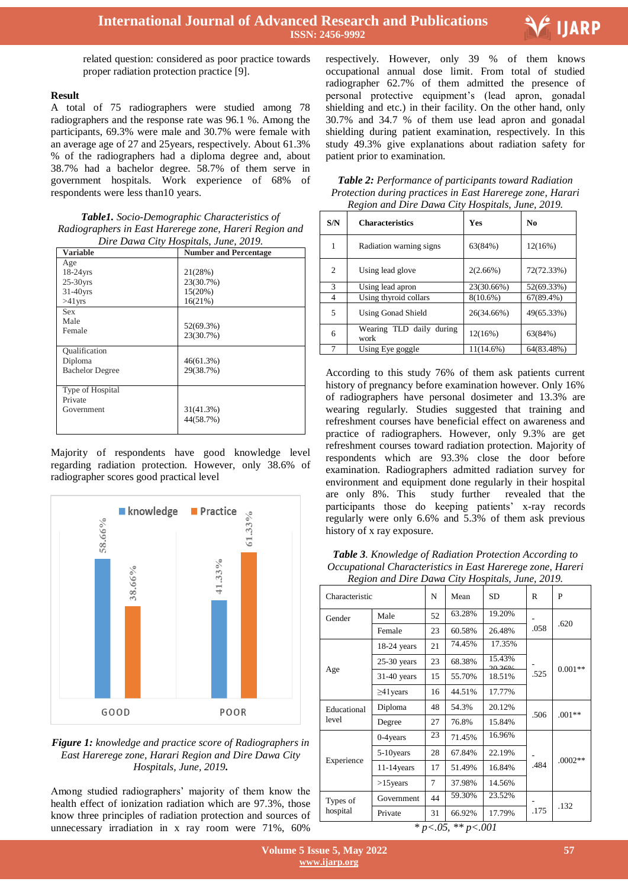related question: considered as poor practice towards proper radiation protection practice [9].

## Result

A total of 75 radiographers were studied among 78 radiographers and the response rate was 96.1 %. Among the participants, 69.3% were male and 30.7% were female with an average age of 27 and 25years, respectively. About 61.3% % of the radiographers had a diploma degree and, about 38.7% had a bachelor degree. 58.7% of them serve in government hospitals. Work experience of 68% of respondents were less than10 years.

***Table1.*** *Socio-Demographic Characteristics of Radiographers in East Harerege zone, Hareri Region and Dire Dawa City Hospitals, June, 2019.*

| Variable | Number and Percentage |
|---|---|
| Age | |
| 18-24yrs | 21(28%) |
| 25-30yrs | 23(30.7%) |
| 31-40yrs | 15(20%) |
| >41yrs | 16(21%) |
| Sex | |
| Male | 52(69.3%) |
| Female | 23(30.7%) |
| Qualification | |
| Diploma | 46(61.3%) |
| Bachelor Degree | 29(38.7%) |
| Type of Hospital | |
| Private | 31(41.3%) |
| Government | 44(58.7%) |

Majority of respondents have good knowledge level regarding radiation protection. However, only 38.6% of radiographer scores good practical level

| | knowledge | Practice |
|---|---|---|
| GOOD | 58.66% | 38.66% |
| POOR | 41.33% | 61.33% |

***Figure 1:*** *knowledge and practice score of Radiographers in East Harerege zone, Harari Region and Dire Dawa City Hospitals, June, 2019.*

Among studied radiographers' majority of them know the health effect of ionization radiation which are 97.3%, those know three principles of radiation protection and sources of unnecessary irradiation in x ray room were 71%, 60% respectively. However, only 39 % of them knows occupational annual dose limit. From total of studied radiographer 62.7% of them admitted the presence of personal protective equipment's (lead apron, gonadal shielding and etc.) in their facility. On the other hand, only 30.7% and 34.7 % of them use lead apron and gonadal shielding during patient examination, respectively. In this study 49.3% give explanations about radiation safety for patient prior to examination.

***Table 2:*** *Performance of participants toward Radiation Protection during practices in East Harerege zone, Harari Region and Dire Dawa City Hospitals, June, 2019.*

| S/N | Characteristics | Yes | No |
|---|---|---|---|
| 1 | Radiation warning signs | 63(84%) | 12(16%) |
| 2 | Using lead glove | 2(2.66%) | 72(72.33%) |
| 3 | Using lead apron | 23(30.66%) | 52(69.33%) |
| 4 | Using thyroid collars | 8(10.6%) | 67(89.4%) |
| 5 | Using Gonad Shield | 26(34.66%) | 49(65.33%) |
| 6 | Wearing TLD daily during work | 12(16%) | 63(84%) |
| 7 | Using Eye goggle | 11(14.6%) | 64(83.48%) |

According to this study 76% of them ask patients current history of pregnancy before examination however. Only 16% of radiographers have personal dosimeter and 13.3% are wearing regularly. Studies suggested that training and refreshment courses have beneficial effect on awareness and practice of radiographers. However, only 9.3% are get refreshment courses toward radiation protection. Majority of respondents which are 93.3% close the door before examination. Radiographers admitted radiation survey for environment and equipment done regularly in their hospital are only 8%. This study further revealed that the participants those do keeping patients' x-ray records regularly were only 6.6% and 5.3% of them ask previous history of x ray exposure.

***Table 3****. Knowledge of Radiation Protection According to Occupational Characteristics in East Harerege zone, Harari Region and Dire Dawa City Hospitals, June, 2019.*

| Characteristic | | N | Mean | SD | R | P |
|---|---|---|---|---|---|---|
| Gender | Male | 52 | 63.28% | 19.20% | -.058 | .620 |
| | Female | 23 | 60.58% | 26.48% | | |
| Age | 18-24 years | 21 | 74.45% | 17.35% | -.525 | 0.001** |
| | 25-30 years | 23 | 68.38% | 15.43% 20.26% | | |
| | 31-40 years | 15 | 55.70% | 18.51% | | |
| | ≥41years | 16 | 44.51% | 17.77% | | |
| Educational level | Diploma | 48 | 54.3% | 20.12% | .506 | .001** |
| | Degree | 27 | 76.8% | 15.84% | | |
| Experience | 0-4years | 23 | 71.45% | 16.96% | -.484 | .0002** |
| | 5-10years | 28 | 67.84% | 22.19% | | |
| | 11-14years | 17 | 51.49% | 16.84% | | |
| | >15years | 7 | 37.98% | 14.56% | | |
| Types of hospital | Government | 44 | 59.30% | 23.52% | -.175 | .132 |
| | Private | 31 | 66.92% | 17.79% | | |

\* $p<.05$, ** $p<.001$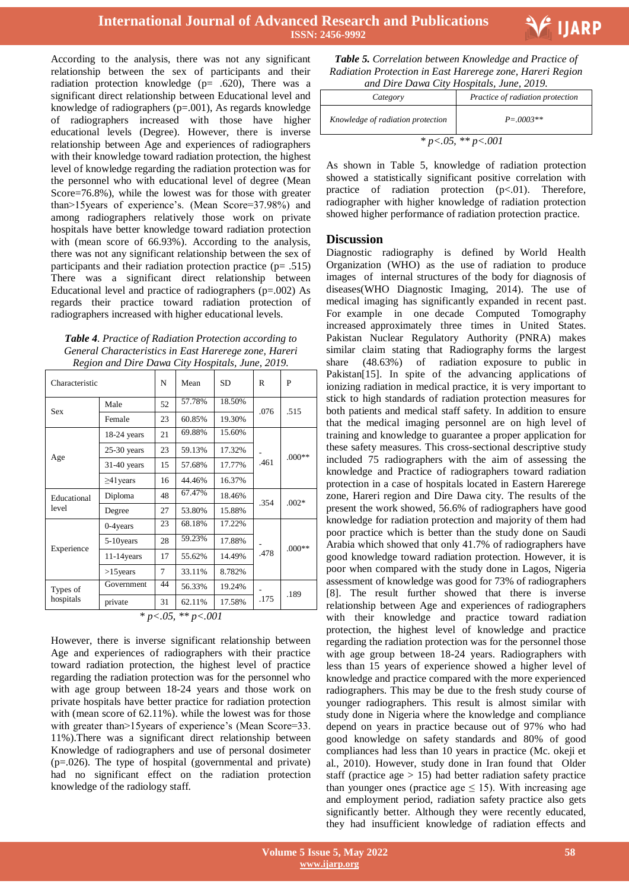According to the analysis, there was not any significant relationship between the sex of participants and their radiation protection knowledge (p= .620), There was a significant direct relationship between Educational level and knowledge of radiographers (p=.001), As regards knowledge of radiographers increased with those have higher educational levels (Degree). However, there is inverse relationship between Age and experiences of radiographers with their knowledge toward radiation protection, the highest level of knowledge regarding the radiation protection was for the personnel who with educational level of degree (Mean Score=76.8%), while the lowest was for those with greater than>15years of experience's. (Mean Score=37.98%) and among radiographers relatively those work on private hospitals have better knowledge toward radiation protection with (mean score of 66.93%). According to the analysis, there was not any significant relationship between the sex of participants and their radiation protection practice (p= .515) There was a significant direct relationship between Educational level and practice of radiographers (p=.002) As regards their practice toward radiation protection of radiographers increased with higher educational levels.

***Table 4****. Practice of Radiation Protection according to General Characteristics in East Hararege zone, Harari Region and Dire Dawa City Hospitals, June, 2019.*

| Characteristic | | N | Mean | SD | R | P |
|---|---|---|---|---|---|---|
| Sex | Male | 52 | 57.78% | 18.50% | .076 | .515 |
| | Female | 23 | 60.85% | 19.30% | | |
| Age | 18-24 years | 21 | 69.88% | 15.60% | -.461 | .000** |
| | 25-30 years | 23 | 59.13% | 17.32% | | |
| | 31-40 years | 15 | 57.68% | 17.77% | | |
| | ≥41years | 16 | 44.46% | 16.37% | | |
| Educational level | Diploma | 48 | 67.47% | 18.46% | .354 | .002* |
| | Degree | 27 | 53.80% | 15.88% | | |
| Experience | 0-4years | 23 | 68.18% | 17.22% | -.478 | .000** |
| | 5-10years | 28 | 59.23% | 17.88% | | |
| | 11-14years | 17 | 55.62% | 14.49% | | |
| | >15years | 7 | 33.11% | 8.782% | | |
| Types of hospitals | Government | 44 | 56.33% | 19.24% | -.175 | .189 |
| | private | 31 | 62.11% | 17.58% | | |

*\* p<.05, \*\* p<.001*

However, there is inverse significant relationship between Age and experiences of radiographers with their practice toward radiation protection, the highest level of practice regarding the radiation protection was for the personnel who with age group between 18-24 years and those work on private hospitals have better practice for radiation protection with (mean score of 62.11%). while the lowest was for those with greater than>15years of experience's (Mean Score=33. 11%).There was a significant direct relationship between Knowledge of radiographers and use of personal dosimeter (p=.026). The type of hospital (governmental and private) had no significant effect on the radiation protection knowledge of the radiology staff.

***Table 5****. Correlation between Knowledge and Practice of Radiation Protection in East Hararege zone, Hareri Region and Dire Dawa City Hospitals, June, 2019.*

| *Category* | *Practice of radiation protection* |
|---|---|
| *Knowledge of radiation protection* | *P=.0003\*\** |

*\* p<.05, \*\* p<.001*

As shown in Table 5, knowledge of radiation protection showed a statistically significant positive correlation with practice of radiation protection (p<.01). Therefore, radiographer with higher knowledge of radiation protection showed higher performance of radiation protection practice.

## Discussion

Diagnostic radiography is defined by World Health Organization (WHO) as the use of radiation to produce images of internal structures of the body for diagnosis of diseases(WHO Diagnostic Imaging, 2014). The use of medical imaging has significantly expanded in recent past. For example in one decade Computed Tomography increased approximately three times in United States. Pakistan Nuclear Regulatory Authority (PNRA) makes similar claim stating that Radiography forms the largest share (48.63%) of radiation exposure to public in Pakistan[15]. In spite of the advancing applications of ionizing radiation in medical practice, it is very important to stick to high standards of radiation protection measures for both patients and medical staff safety. In addition to ensure that the medical imaging personnel are on high level of training and knowledge to guarantee a proper application for these safety measures. This cross-sectional descriptive study included 75 radiographers with the aim of assessing the knowledge and Practice of radiographers toward radiation protection in a case of hospitals located in Eastern Harerege zone, Hareri region and Dire Dawa city. The results of the present the work showed, 56.6% of radiographers have good knowledge for radiation protection and majority of them had poor practice which is better than the study done on Saudi Arabia which showed that only 41.7% of radiographers have good knowledge toward radiation protection. However, it is poor when compared with the study done in Lagos, Nigeria assessment of knowledge was good for 73% of radiographers [8]. The result further showed that there is inverse relationship between Age and experiences of radiographers with their knowledge and practice toward radiation protection, the highest level of knowledge and practice regarding the radiation protection was for the personnel those with age group between 18-24 years. Radiographers with less than 15 years of experience showed a higher level of knowledge and practice compared with the more experienced radiographers. This may be due to the fresh study course of younger radiographers. This result is almost similar with study done in Nigeria where the knowledge and compliance depend on years in practice because out of 97% who had good knowledge on safety standards and 80% of good compliances had less than 10 years in practice (Mc. okeji et al., 2010). However, study done in Iran found that Older staff (practice age > 15) had better radiation safety practice than younger ones (practice age ≤ 15). With increasing age and employment period, radiation safety practice also gets significantly better. Although they were recently educated, they had insufficient knowledge of radiation effects and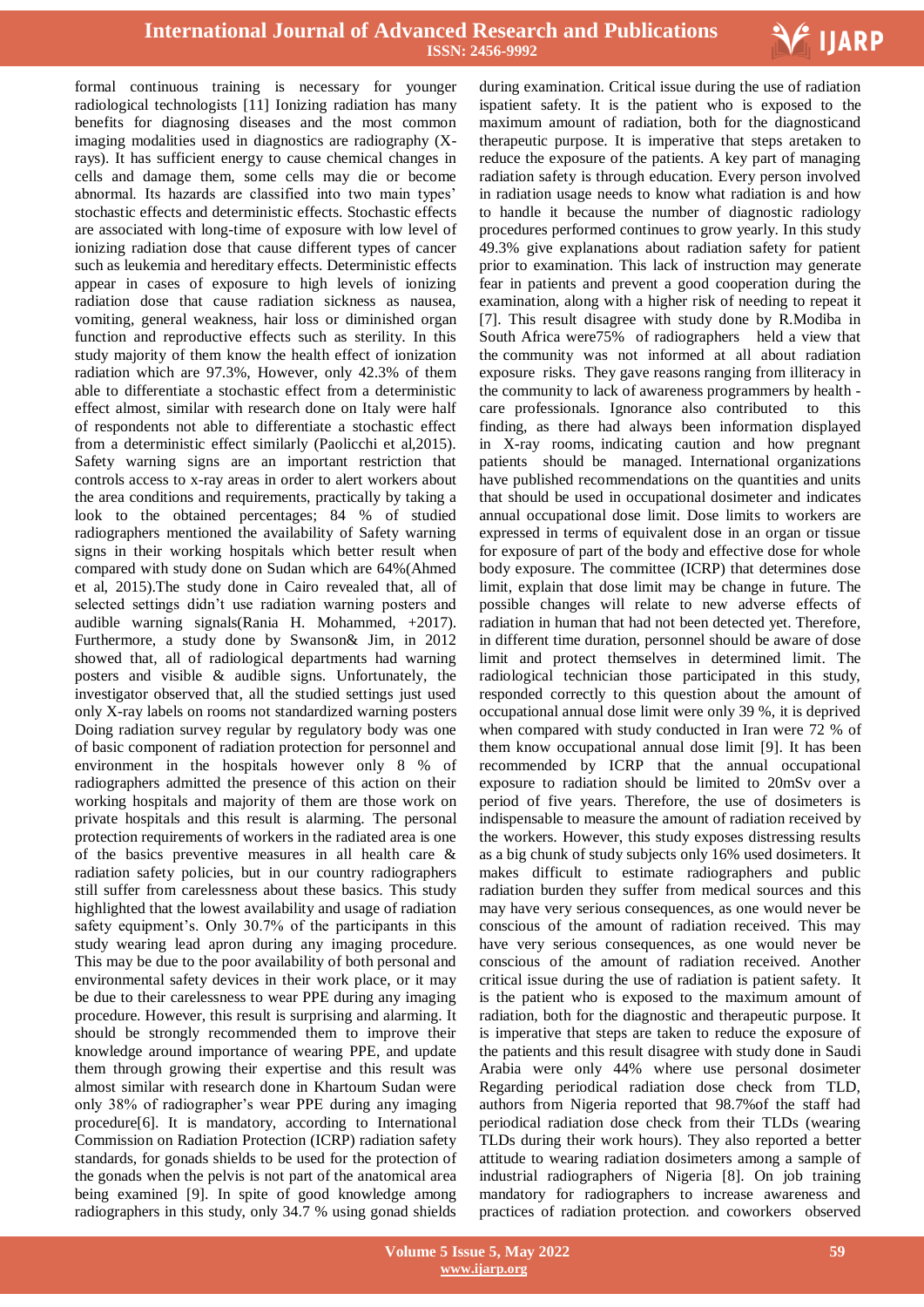formal continuous training is necessary for younger radiological technologists [11] Ionizing radiation has many benefits for diagnosing diseases and the most common imaging modalities used in diagnostics are radiography (X-rays). It has sufficient energy to cause chemical changes in cells and damage them, some cells may die or become abnormal. Its hazards are classified into two main types' stochastic effects and deterministic effects. Stochastic effects are associated with long-time of exposure with low level of ionizing radiation dose that cause different types of cancer such as leukemia and hereditary effects. Deterministic effects appear in cases of exposure to high levels of ionizing radiation dose that cause radiation sickness as nausea, vomiting, general weakness, hair loss or diminished organ function and reproductive effects such as sterility. In this study majority of them know the health effect of ionization radiation which are 97.3%, However, only 42.3% of them able to differentiate a stochastic effect from a deterministic effect almost, similar with research done on Italy were half of respondents not able to differentiate a stochastic effect from a deterministic effect similarly (Paolicchi et al,2015). Safety warning signs are an important restriction that controls access to x-ray areas in order to alert workers about the area conditions and requirements, practically by taking a look to the obtained percentages; 84 % of studied radiographers mentioned the availability of Safety warning signs in their working hospitals which better result when compared with study done on Sudan which are 64%(Ahmed et al, 2015).The study done in Cairo revealed that, all of selected settings didn't use radiation warning posters and audible warning signals(Rania H. Mohammed, +2017). Furthermore, a study done by Swanson& Jim, in 2012 showed that, all of radiological departments had warning posters and visible & audible signs. Unfortunately, the investigator observed that, all the studied settings just used only X-ray labels on rooms not standardized warning posters Doing radiation survey regular by regulatory body was one of basic component of radiation protection for personnel and environment in the hospitals however only 8 % of radiographers admitted the presence of this action on their working hospitals and majority of them are those work on private hospitals and this result is alarming. The personal protection requirements of workers in the radiated area is one of the basics preventive measures in all health care & radiation safety policies, but in our country radiographers still suffer from carelessness about these basics. This study highlighted that the lowest availability and usage of radiation safety equipment's. Only 30.7% of the participants in this study wearing lead apron during any imaging procedure. This may be due to the poor availability of both personal and environmental safety devices in their work place, or it may be due to their carelessness to wear PPE during any imaging procedure. However, this result is surprising and alarming. It should be strongly recommended them to improve their knowledge around importance of wearing PPE, and update them through growing their expertise and this result was almost similar with research done in Khartoum Sudan were only 38% of radiographer's wear PPE during any imaging procedure[6]. It is mandatory, according to International Commission on Radiation Protection (ICRP) radiation safety standards, for gonads shields to be used for the protection of the gonads when the pelvis is not part of the anatomical area being examined [9]. In spite of good knowledge among radiographers in this study, only 34.7 % using gonad shields during examination. Critical issue during the use of radiation ispatient safety. It is the patient who is exposed to the maximum amount of radiation, both for the diagnosticand therapeutic purpose. It is imperative that steps aretaken to reduce the exposure of the patients. A key part of managing radiation safety is through education. Every person involved in radiation usage needs to know what radiation is and how to handle it because the number of diagnostic radiology procedures performed continues to grow yearly. In this study 49.3% give explanations about radiation safety for patient prior to examination. This lack of instruction may generate fear in patients and prevent a good cooperation during the examination, along with a higher risk of needing to repeat it [7]. This result disagree with study done by R.Modiba in South Africa were75% of radiographers held a view that the community was not informed at all about radiation exposure risks. They gave reasons ranging from illiteracy in the community to lack of awareness programmers by health - care professionals. Ignorance also contributed to this finding, as there had always been information displayed in X-ray rooms, indicating caution and how pregnant patients should be managed. International organizations have published recommendations on the quantities and units that should be used in occupational dosimeter and indicates annual occupational dose limit. Dose limits to workers are expressed in terms of equivalent dose in an organ or tissue for exposure of part of the body and effective dose for whole body exposure. The committee (ICRP) that determines dose limit, explain that dose limit may be change in future. The possible changes will relate to new adverse effects of radiation in human that had not been detected yet. Therefore, in different time duration, personnel should be aware of dose limit and protect themselves in determined limit. The radiological technician those participated in this study, responded correctly to this question about the amount of occupational annual dose limit were only 39 %, it is deprived when compared with study conducted in Iran were 72 % of them know occupational annual dose limit [9]. It has been recommended by ICRP that the annual occupational exposure to radiation should be limited to 20mSv over a period of five years. Therefore, the use of dosimeters is indispensable to measure the amount of radiation received by the workers. However, this study exposes distressing results as a big chunk of study subjects only 16% used dosimeters. It makes difficult to estimate radiographers and public radiation burden they suffer from medical sources and this may have very serious consequences, as one would never be conscious of the amount of radiation received. This may have very serious consequences, as one would never be conscious of the amount of radiation received. Another critical issue during the use of radiation is patient safety. It is the patient who is exposed to the maximum amount of radiation, both for the diagnostic and therapeutic purpose. It is imperative that steps are taken to reduce the exposure of the patients and this result disagree with study done in Saudi Arabia were only 44% where use personal dosimeter Regarding periodical radiation dose check from TLD, authors from Nigeria reported that 98.7%of the staff had periodical radiation dose check from their TLDs (wearing TLDs during their work hours). They also reported a better attitude to wearing radiation dosimeters among a sample of industrial radiographers of Nigeria [8]. On job training mandatory for radiographers to increase awareness and practices of radiation protection. and coworkers observed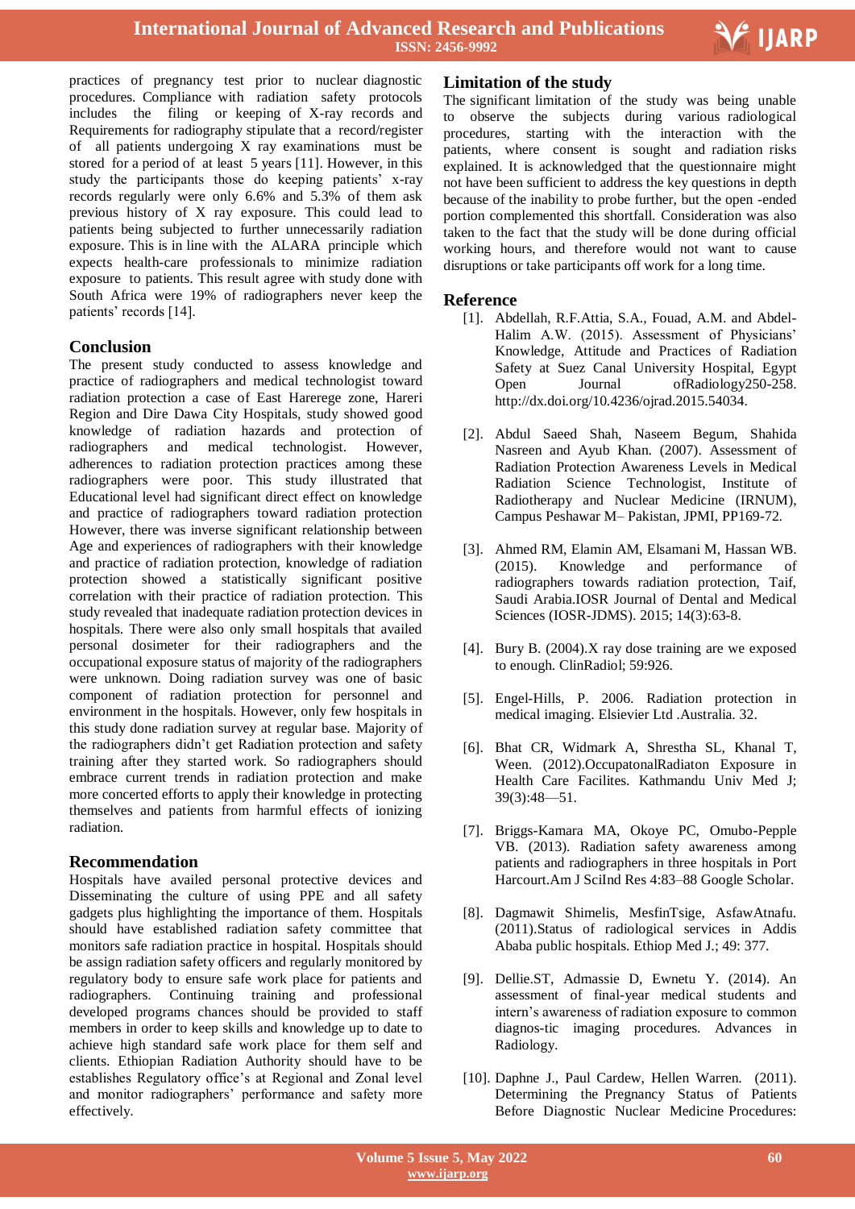practices of pregnancy test prior to nuclear diagnostic procedures. Compliance with radiation safety protocols includes the filing or keeping of X-ray records and Requirements for radiography stipulate that a record/register of all patients undergoing X ray examinations must be stored for a period of at least 5 years [11]. However, in this study the participants those do keeping patients' x-ray records regularly were only 6.6% and 5.3% of them ask previous history of X ray exposure. This could lead to patients being subjected to further unnecessarily radiation exposure. This is in line with the ALARA principle which expects health-care professionals to minimize radiation exposure to patients. This result agree with study done with South Africa were 19% of radiographers never keep the patients' records [14].

## Conclusion

The present study conducted to assess knowledge and practice of radiographers and medical technologist toward radiation protection a case of East Harerege zone, Hareri Region and Dire Dawa City Hospitals, study showed good knowledge of radiation hazards and protection of radiographers and medical technologist. However, adherences to radiation protection practices among these radiographers were poor. This study illustrated that Educational level had significant direct effect on knowledge and practice of radiographers toward radiation protection However, there was inverse significant relationship between Age and experiences of radiographers with their knowledge and practice of radiation protection, knowledge of radiation protection showed a statistically significant positive correlation with their practice of radiation protection. This study revealed that inadequate radiation protection devices in hospitals. There were also only small hospitals that availed personal dosimeter for their radiographers and the occupational exposure status of majority of the radiographers were unknown. Doing radiation survey was one of basic component of radiation protection for personnel and environment in the hospitals. However, only few hospitals in this study done radiation survey at regular base. Majority of the radiographers didn't get Radiation protection and safety training after they started work. So radiographers should embrace current trends in radiation protection and make more concerted efforts to apply their knowledge in protecting themselves and patients from harmful effects of ionizing radiation.

## Recommendation

Hospitals have availed personal protective devices and Disseminating the culture of using PPE and all safety gadgets plus highlighting the importance of them. Hospitals should have established radiation safety committee that monitors safe radiation practice in hospital. Hospitals should be assign radiation safety officers and regularly monitored by regulatory body to ensure safe work place for patients and radiographers. Continuing training and professional developed programs chances should be provided to staff members in order to keep skills and knowledge up to date to achieve high standard safe work place for them self and clients. Ethiopian Radiation Authority should have to be establishes Regulatory office's at Regional and Zonal level and monitor radiographers' performance and safety more effectively.

## Limitation of the study

The significant limitation of the study was being unable to observe the subjects during various radiological procedures, starting with the interaction with the patients, where consent is sought and radiation risks explained. It is acknowledged that the questionnaire might not have been sufficient to address the key questions in depth because of the inability to probe further, but the open -ended portion complemented this shortfall. Consideration was also taken to the fact that the study will be done during official working hours, and therefore would not want to cause disruptions or take participants off work for a long time.

## Reference

[1]. Abdellah, R.F.Attia, S.A., Fouad, A.M. and Abdel-Halim A.W. (2015). Assessment of Physicians' Knowledge, Attitude and Practices of Radiation Safety at Suez Canal University Hospital, Egypt Open Journal ofRadiology250-258. http://dx.doi.org/10.4236/ojrad.2015.54034.

[2]. Abdul Saeed Shah, Naseem Begum, Shahida Nasreen and Ayub Khan. (2007). Assessment of Radiation Protection Awareness Levels in Medical Radiation Science Technologist, Institute of Radiotherapy and Nuclear Medicine (IRNUM), Campus Peshawar M– Pakistan, JPMI, PP169-72.

[3]. Ahmed RM, Elamin AM, Elsamani M, Hassan WB. (2015). Knowledge and performance of radiographers towards radiation protection, Taif, Saudi Arabia.IOSR Journal of Dental and Medical Sciences (IOSR-JDMS). 2015; 14(3):63-8.

[4]. Bury B. (2004).X ray dose training are we exposed to enough. ClinRadiol; 59:926.

[5]. Engel-Hills, P. 2006. Radiation protection in medical imaging. Elsievier Ltd .Australia. 32.

[6]. Bhat CR, Widmark A, Shrestha SL, Khanal T, Ween. (2012).OccupatonalRadiaton Exposure in Health Care Facilites. Kathmandu Univ Med J; 39(3):48—51.

[7]. Briggs-Kamara MA, Okoye PC, Omubo-Pepple VB. (2013). Radiation safety awareness among patients and radiographers in three hospitals in Port Harcourt.Am J SciInd Res 4:83–88 Google Scholar.

[8]. Dagmawit Shimelis, MesfinTsige, AsfawAtnafu. (2011).Status of radiological services in Addis Ababa public hospitals. Ethiop Med J.; 49: 377.

[9]. Dellie.ST, Admassie D, Ewnetu Y. (2014). An assessment of final-year medical students and intern's awareness of radiation exposure to common diagnos-tic imaging procedures. Advances in Radiology.

[10]. Daphne J., Paul Cardew, Hellen Warren. (2011). Determining the Pregnancy Status of Patients Before Diagnostic Nuclear Medicine Procedures: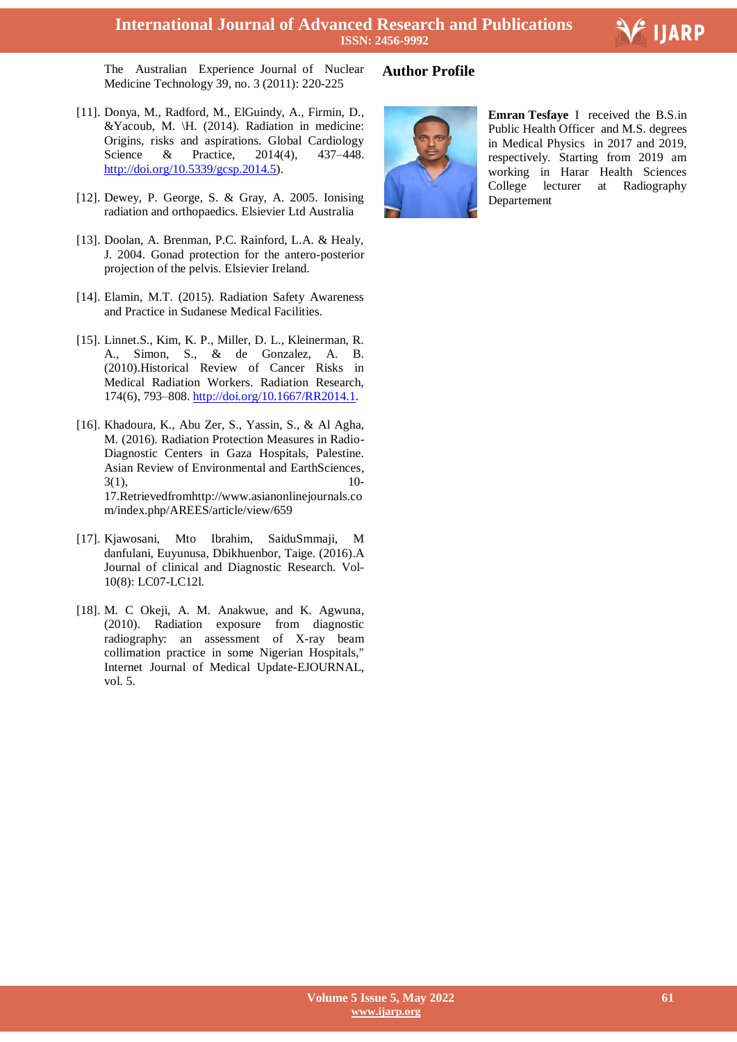The Australian Experience Journal of Nuclear Medicine Technology 39, no. 3 (2011): 220-225

[11]. Donya, M., Radford, M., ElGuindy, A., Firmin, D., &Yacoub, M. \H. (2014). Radiation in medicine: Origins, risks and aspirations. Global Cardiology Science & Practice, 2014(4), 437–448. http://doi.org/10.5339/gcsp.2014.5).

[12]. Dewey, P. George, S. & Gray, A. 2005. Ionising radiation and orthopaedics. Elsievier Ltd Australia

[13]. Doolan, A. Brenman, P.C. Rainford, L.A. & Healy, J. 2004. Gonad protection for the antero-posterior projection of the pelvis. Elsievier Ireland.

[14]. Elamin, M.T. (2015). Radiation Safety Awareness and Practice in Sudanese Medical Facilities.

[15]. Linnet.S., Kim, K. P., Miller, D. L., Kleinerman, R. A., Simon, S., & de Gonzalez, A. B. (2010).Historical Review of Cancer Risks in Medical Radiation Workers. Radiation Research, 174(6), 793–808. http://doi.org/10.1667/RR2014.1.

[16]. Khadoura, K., Abu Zer, S., Yassin, S., & Al Agha, M. (2016). Radiation Protection Measures in Radio-Diagnostic Centers in Gaza Hospitals, Palestine. Asian Review of Environmental and EarthSciences, 3(1), 10-17.Retrievedfromhttp://www.asianonlinejournals.com/index.php/AREES/article/view/659

[17]. Kjawosani, Mto Ibrahim, SaiduSmmaji, M danfulani, Euyunusa, Dbikhuenbor, Taige. (2016).A Journal of clinical and Diagnostic Research. Vol-10(8): LC07-LC12l.

[18]. M. C Okeji, A. M. Anakwue, and K. Agwuna, (2010). Radiation exposure from diagnostic radiography: an assessment of X-ray beam collimation practice in some Nigerian Hospitals," Internet Journal of Medical Update-EJOURNAL, vol. 5.

## Author Profile

**Emran Tesfaye** I received the B.S.in Public Health Officer and M.S. degrees in Medical Physics in 2017 and 2019, respectively. Starting from 2019 am working in Harar Health Sciences College lecturer at Radiography Departement